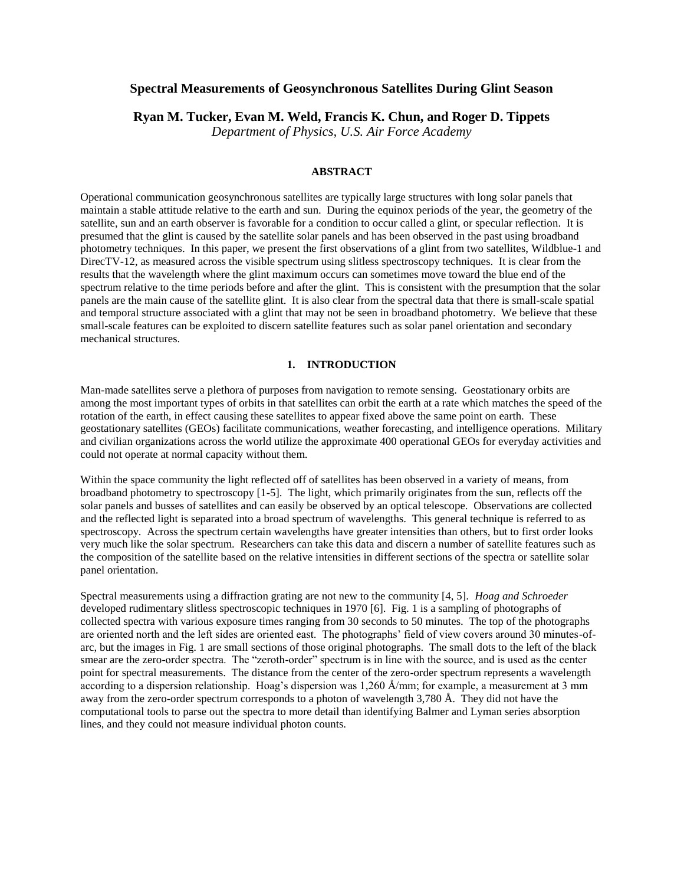# Spectral Measurements of Geosynchronous Satellites During Glint Season

**Ryan M. Tucker, Evan M. Weld, Francis K. Chun, and Roger D. Tippets**

*Department of Physics, U.S. Air Force Academy*

## ABSTRACT

Operational communication geosynchronous satellites are typically large structures with long solar panels that maintain a stable attitude relative to the earth and sun. During the equinox periods of the year, the geometry of the satellite, sun and an earth observer is favorable for a condition to occur called a glint, or specular reflection. It is presumed that the glint is caused by the satellite solar panels and has been observed in the past using broadband photometry techniques. In this paper, we present the first observations of a glint from two satellites, Wildblue-1 and DirecTV-12, as measured across the visible spectrum using slitless spectroscopy techniques. It is clear from the results that the wavelength where the glint maximum occurs can sometimes move toward the blue end of the spectrum relative to the time periods before and after the glint. This is consistent with the presumption that the solar panels are the main cause of the satellite glint. It is also clear from the spectral data that there is small-scale spatial and temporal structure associated with a glint that may not be seen in broadband photometry. We believe that these small-scale features can be exploited to discern satellite features such as solar panel orientation and secondary mechanical structures.

## 1. INTRODUCTION

Man-made satellites serve a plethora of purposes from navigation to remote sensing. Geostationary orbits are among the most important types of orbits in that satellites can orbit the earth at a rate which matches the speed of the rotation of the earth, in effect causing these satellites to appear fixed above the same point on earth. These geostationary satellites (GEOs) facilitate communications, weather forecasting, and intelligence operations. Military and civilian organizations across the world utilize the approximate 400 operational GEOs for everyday activities and could not operate at normal capacity without them.

Within the space community the light reflected off of satellites has been observed in a variety of means, from broadband photometry to spectroscopy [1-5]. The light, which primarily originates from the sun, reflects off the solar panels and busses of satellites and can easily be observed by an optical telescope. Observations are collected and the reflected light is separated into a broad spectrum of wavelengths. This general technique is referred to as spectroscopy. Across the spectrum certain wavelengths have greater intensities than others, but to first order looks very much like the solar spectrum. Researchers can take this data and discern a number of satellite features such as the composition of the satellite based on the relative intensities in different sections of the spectra or satellite solar panel orientation.

Spectral measurements using a diffraction grating are not new to the community [4, 5]. *Hoag and Schroeder* developed rudimentary slitless spectroscopic techniques in 1970 [6]. Fig. 1 is a sampling of photographs of collected spectra with various exposure times ranging from 30 seconds to 50 minutes. The top of the photographs are oriented north and the left sides are oriented east. The photographs' field of view covers around 30 minutes-of-arc, but the images in Fig. 1 are small sections of those original photographs. The small dots to the left of the black smear are the zero-order spectra. The "zeroth-order" spectrum is in line with the source, and is used as the center point for spectral measurements. The distance from the center of the zero-order spectrum represents a wavelength according to a dispersion relationship. Hoag's dispersion was 1,260 Å/mm; for example, a measurement at 3 mm away from the zero-order spectrum corresponds to a photon of wavelength 3,780 Å. They did not have the computational tools to parse out the spectra to more detail than identifying Balmer and Lyman series absorption lines, and they could not measure individual photon counts.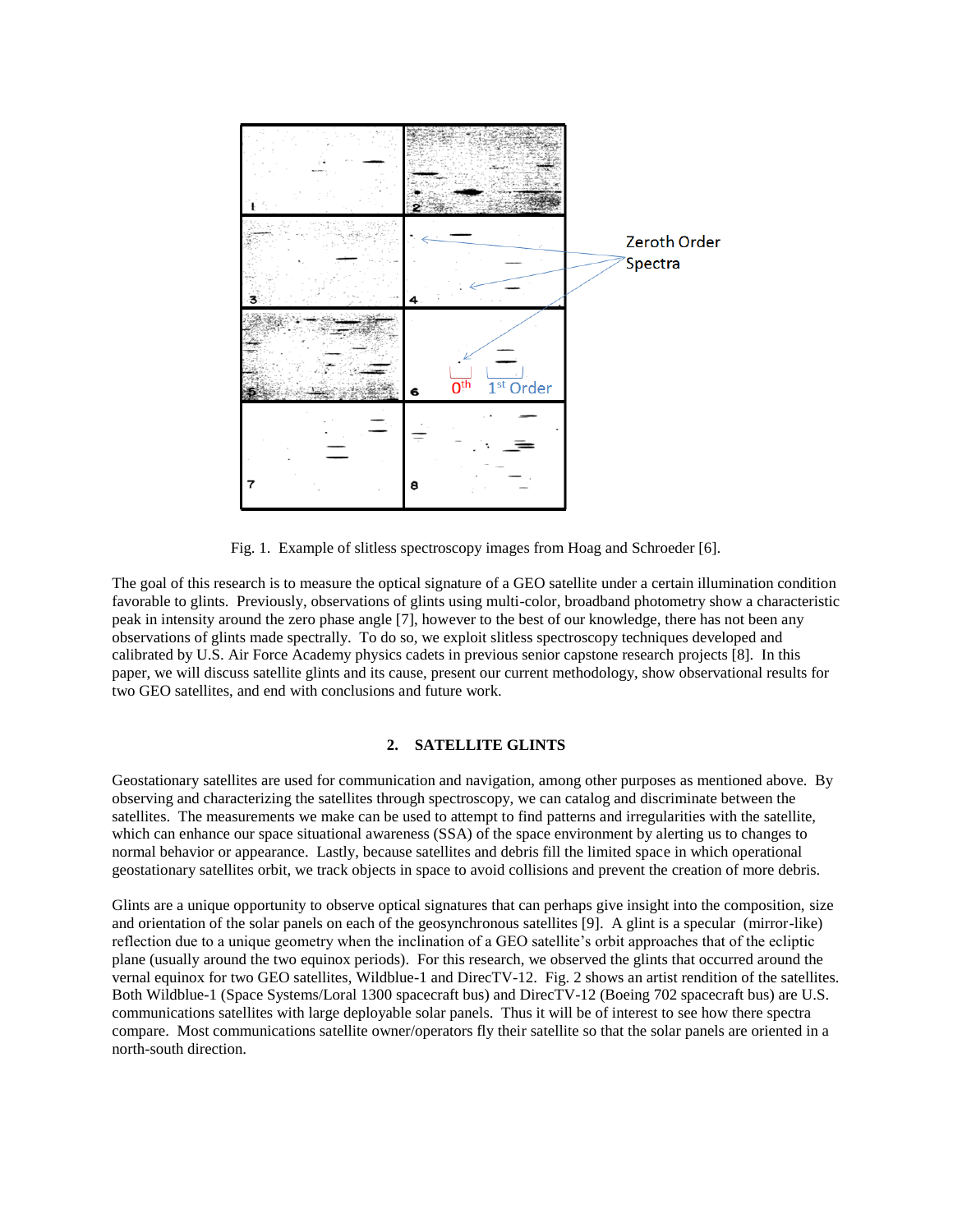Fig. 1. Example of slitless spectroscopy images from Hoag and Schroeder [6].

The goal of this research is to measure the optical signature of a GEO satellite under a certain illumination condition favorable to glints. Previously, observations of glints using multi-color, broadband photometry show a characteristic peak in intensity around the zero phase angle [7], however to the best of our knowledge, there has not been any observations of glints made spectrally. To do so, we exploit slitless spectroscopy techniques developed and calibrated by U.S. Air Force Academy physics cadets in previous senior capstone research projects [8]. In this paper, we will discuss satellite glints and its cause, present our current methodology, show observational results for two GEO satellites, and end with conclusions and future work.

## 2. SATELLITE GLINTS

Geostationary satellites are used for communication and navigation, among other purposes as mentioned above. By observing and characterizing the satellites through spectroscopy, we can catalog and discriminate between the satellites. The measurements we make can be used to attempt to find patterns and irregularities with the satellite, which can enhance our space situational awareness (SSA) of the space environment by alerting us to changes to normal behavior or appearance. Lastly, because satellites and debris fill the limited space in which operational geostationary satellites orbit, we track objects in space to avoid collisions and prevent the creation of more debris.

Glints are a unique opportunity to observe optical signatures that can perhaps give insight into the composition, size and orientation of the solar panels on each of the geosynchronous satellites [9]. A glint is a specular (mirror-like) reflection due to a unique geometry when the inclination of a GEO satellite's orbit approaches that of the ecliptic plane (usually around the two equinox periods). For this research, we observed the glints that occurred around the vernal equinox for two GEO satellites, Wildblue-1 and DirecTV-12. Fig. 2 shows an artist rendition of the satellites. Both Wildblue-1 (Space Systems/Loral 1300 spacecraft bus) and DirecTV-12 (Boeing 702 spacecraft bus) are U.S. communications satellites with large deployable solar panels. Thus it will be of interest to see how there spectra compare. Most communications satellite owner/operators fly their satellite so that the solar panels are oriented in a north-south direction.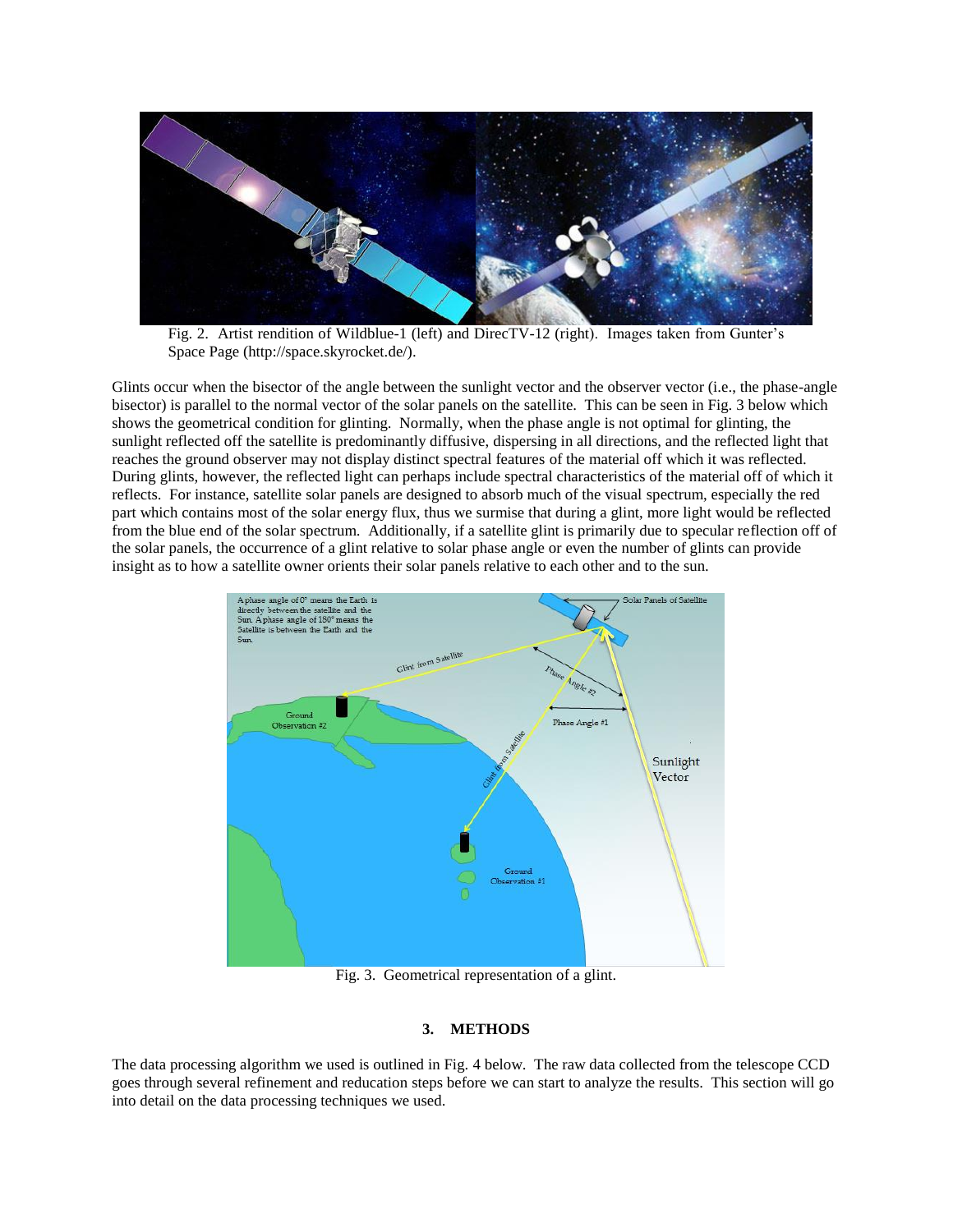Fig. 2. Artist rendition of Wildblue-1 (left) and DirecTV-12 (right). Images taken from Gunter's Space Page (http://space.skyrocket.de/).

Glints occur when the bisector of the angle between the sunlight vector and the observer vector (i.e., the phase-angle bisector) is parallel to the normal vector of the solar panels on the satellite. This can be seen in Fig. 3 below which shows the geometrical condition for glinting. Normally, when the phase angle is not optimal for glinting, the sunlight reflected off the satellite is predominantly diffusive, dispersing in all directions, and the reflected light that reaches the ground observer may not display distinct spectral features of the material off which it was reflected. During glints, however, the reflected light can perhaps include spectral characteristics of the material off of which it reflects. For instance, satellite solar panels are designed to absorb much of the visual spectrum, especially the red part which contains most of the solar energy flux, thus we surmise that during a glint, more light would be reflected from the blue end of the solar spectrum. Additionally, if a satellite glint is primarily due to specular reflection off of the solar panels, the occurrence of a glint relative to solar phase angle or even the number of glints can provide insight as to how a satellite owner orients their solar panels relative to each other and to the sun.

Fig. 3. Geometrical representation of a glint.

## 3. METHODS

The data processing algorithm we used is outlined in Fig. 4 below. The raw data collected from the telescope CCD goes through several refinement and reducation steps before we can start to analyze the results. This section will go into detail on the data processing techniques we used.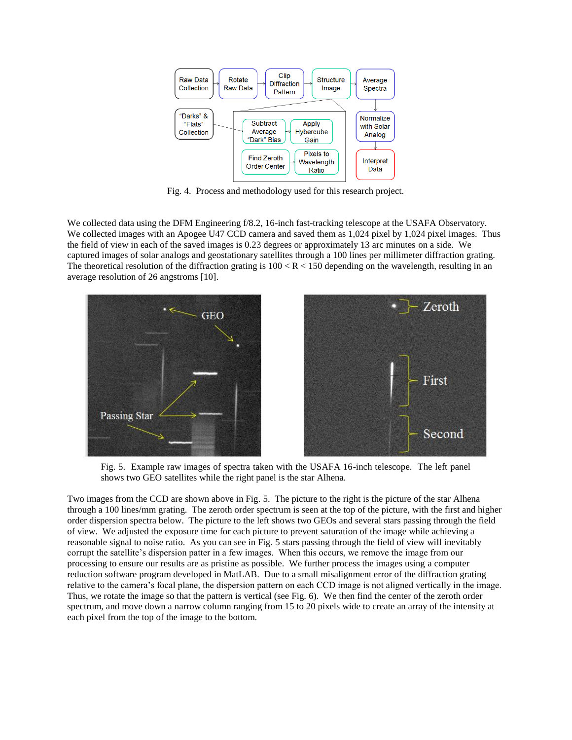Fig. 4. Process and methodology used for this research project.

We collected data using the DFM Engineering f/8.2, 16-inch fast-tracking telescope at the USAFA Observatory. We collected images with an Apogee U47 CCD camera and saved them as 1,024 pixel by 1,024 pixel images. Thus the field of view in each of the saved images is 0.23 degrees or approximately 13 arc minutes on a side. We captured images of solar analogs and geostationary satellites through a 100 lines per millimeter diffraction grating. The theoretical resolution of the diffraction grating is 100 < R < 150 depending on the wavelength, resulting in an average resolution of 26 angstroms [10].

Fig. 5. Example raw images of spectra taken with the USAFA 16-inch telescope. The left panel shows two GEO satellites while the right panel is the star Alhena.

Two images from the CCD are shown above in Fig. 5. The picture to the right is the picture of the star Alhena through a 100 lines/mm grating. The zeroth order spectrum is seen at the top of the picture, with the first and higher order dispersion spectra below. The picture to the left shows two GEOs and several stars passing through the field of view. We adjusted the exposure time for each picture to prevent saturation of the image while achieving a reasonable signal to noise ratio. As you can see in Fig. 5 stars passing through the field of view will inevitably corrupt the satellite's dispersion patter in a few images. When this occurs, we remove the image from our processing to ensure our results are as pristine as possible. We further process the images using a computer reduction software program developed in MatLAB. Due to a small misalignment error of the diffraction grating relative to the camera's focal plane, the dispersion pattern on each CCD image is not aligned vertically in the image. Thus, we rotate the image so that the pattern is vertical (see Fig. 6). We then find the center of the zeroth order spectrum, and move down a narrow column ranging from 15 to 20 pixels wide to create an array of the intensity at each pixel from the top of the image to the bottom.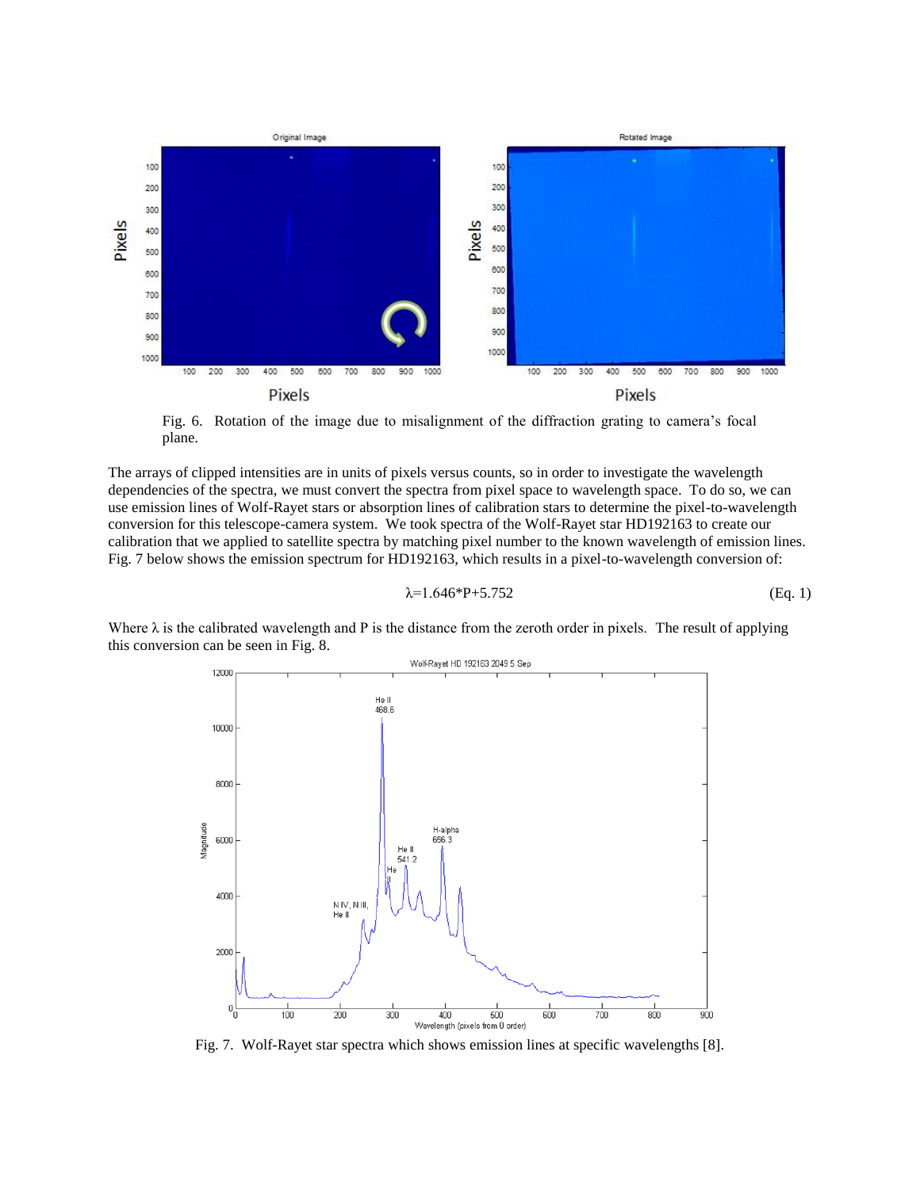Fig. 6. Rotation of the image due to misalignment of the diffraction grating to camera's focal plane.

The arrays of clipped intensities are in units of pixels versus counts, so in order to investigate the wavelength dependencies of the spectra, we must convert the spectra from pixel space to wavelength space. To do so, we can use emission lines of Wolf-Rayet stars or absorption lines of calibration stars to determine the pixel-to-wavelength conversion for this telescope-camera system. We took spectra of the Wolf-Rayet star HD192163 to create our calibration that we applied to satellite spectra by matching pixel number to the known wavelength of emission lines. Fig. 7 below shows the emission spectrum for HD192163, which results in a pixel-to-wavelength conversion of:

$$\lambda = 1.646 * P + 5.752 \quad \text{(Eq. 1)}$$

Where $\lambda$ is the calibrated wavelength and P is the distance from the zeroth order in pixels. The result of applying this conversion can be seen in Fig. 8.

Fig. 7. Wolf-Rayet star spectra which shows emission lines at specific wavelengths [8].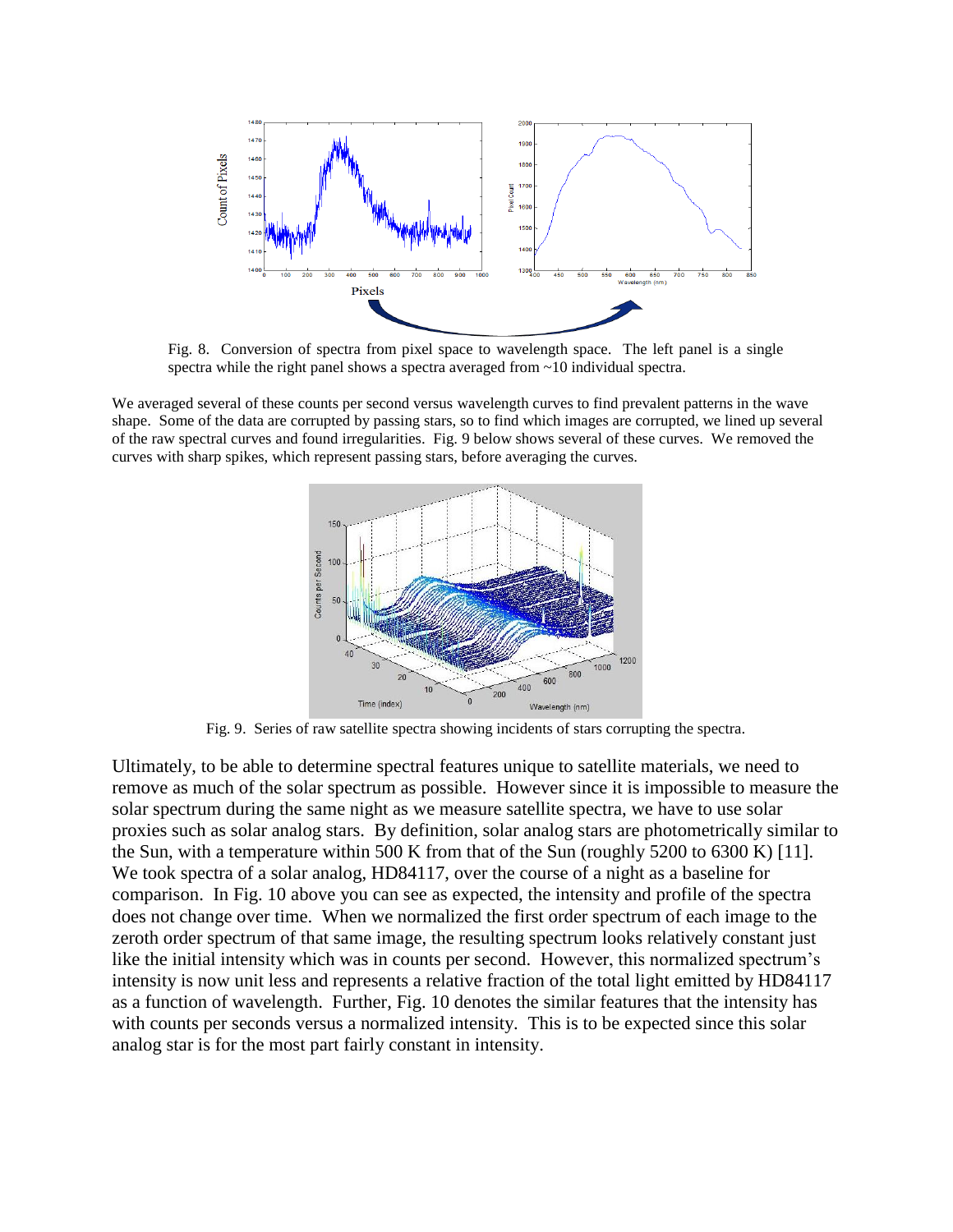Fig. 8. Conversion of spectra from pixel space to wavelength space. The left panel is a single spectra while the right panel shows a spectra averaged from ~10 individual spectra.

We averaged several of these counts per second versus wavelength curves to find prevalent patterns in the wave shape. Some of the data are corrupted by passing stars, so to find which images are corrupted, we lined up several of the raw spectral curves and found irregularities. Fig. 9 below shows several of these curves. We removed the curves with sharp spikes, which represent passing stars, before averaging the curves.

Fig. 9. Series of raw satellite spectra showing incidents of stars corrupting the spectra.

Ultimately, to be able to determine spectral features unique to satellite materials, we need to remove as much of the solar spectrum as possible. However since it is impossible to measure the solar spectrum during the same night as we measure satellite spectra, we have to use solar proxies such as solar analog stars. By definition, solar analog stars are photometrically similar to the Sun, with a temperature within 500 K from that of the Sun (roughly 5200 to 6300 K) [11]. We took spectra of a solar analog, HD84117, over the course of a night as a baseline for comparison. In Fig. 10 above you can see as expected, the intensity and profile of the spectra does not change over time. When we normalized the first order spectrum of each image to the zeroth order spectrum of that same image, the resulting spectrum looks relatively constant just like the initial intensity which was in counts per second. However, this normalized spectrum's intensity is now unit less and represents a relative fraction of the total light emitted by HD84117 as a function of wavelength. Further, Fig. 10 denotes the similar features that the intensity has with counts per seconds versus a normalized intensity. This is to be expected since this solar analog star is for the most part fairly constant in intensity.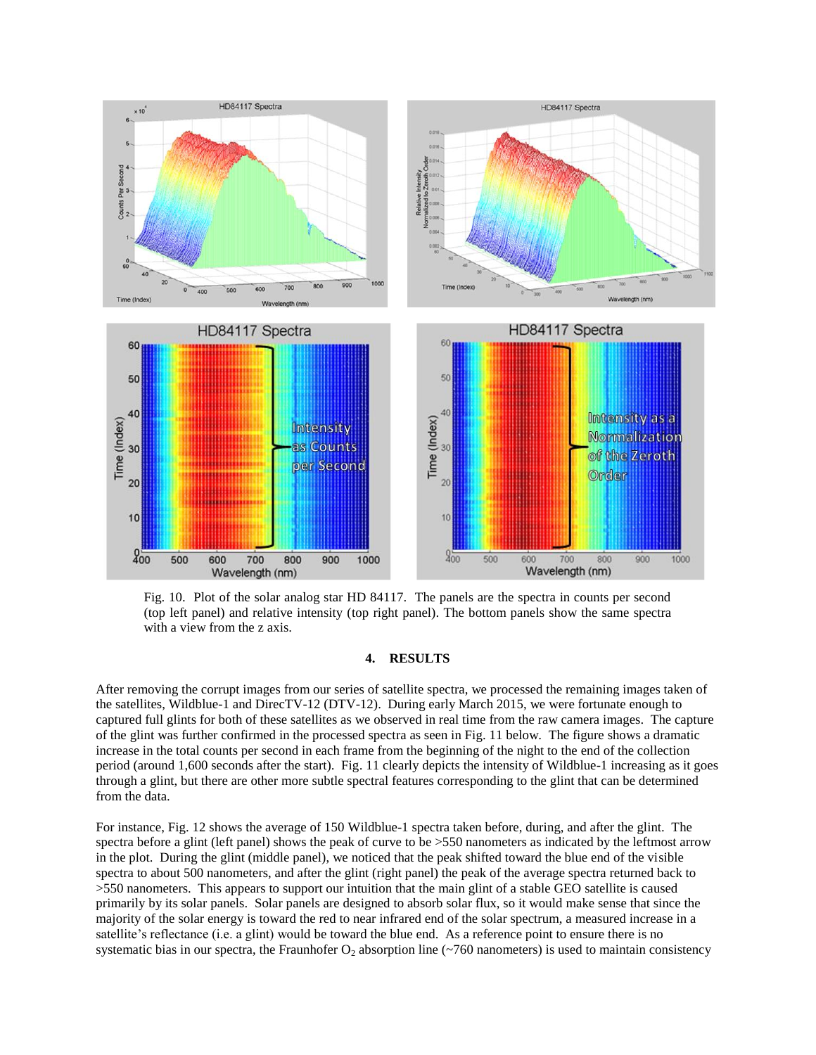Fig. 10. Plot of the solar analog star HD 84117. The panels are the spectra in counts per second (top left panel) and relative intensity (top right panel). The bottom panels show the same spectra with a view from the z axis.

## 4. RESULTS

After removing the corrupt images from our series of satellite spectra, we processed the remaining images taken of the satellites, Wildblue-1 and DirecTV-12 (DTV-12). During early March 2015, we were fortunate enough to captured full glints for both of these satellites as we observed in real time from the raw camera images. The capture of the glint was further confirmed in the processed spectra as seen in Fig. 11 below. The figure shows a dramatic increase in the total counts per second in each frame from the beginning of the night to the end of the collection period (around 1,600 seconds after the start). Fig. 11 clearly depicts the intensity of Wildblue-1 increasing as it goes through a glint, but there are other more subtle spectral features corresponding to the glint that can be determined from the data.

For instance, Fig. 12 shows the average of 150 Wildblue-1 spectra taken before, during, and after the glint. The spectra before a glint (left panel) shows the peak of curve to be >550 nanometers as indicated by the leftmost arrow in the plot. During the glint (middle panel), we noticed that the peak shifted toward the blue end of the visible spectra to about 500 nanometers, and after the glint (right panel) the peak of the average spectra returned back to >550 nanometers. This appears to support our intuition that the main glint of a stable GEO satellite is caused primarily by its solar panels. Solar panels are designed to absorb solar flux, so it would make sense that since the majority of the solar energy is toward the red to near infrared end of the solar spectrum, a measured increase in a satellite's reflectance (i.e. a glint) would be toward the blue end. As a reference point to ensure there is no systematic bias in our spectra, the Fraunhofer $O_2$ absorption line (~760 nanometers) is used to maintain consistency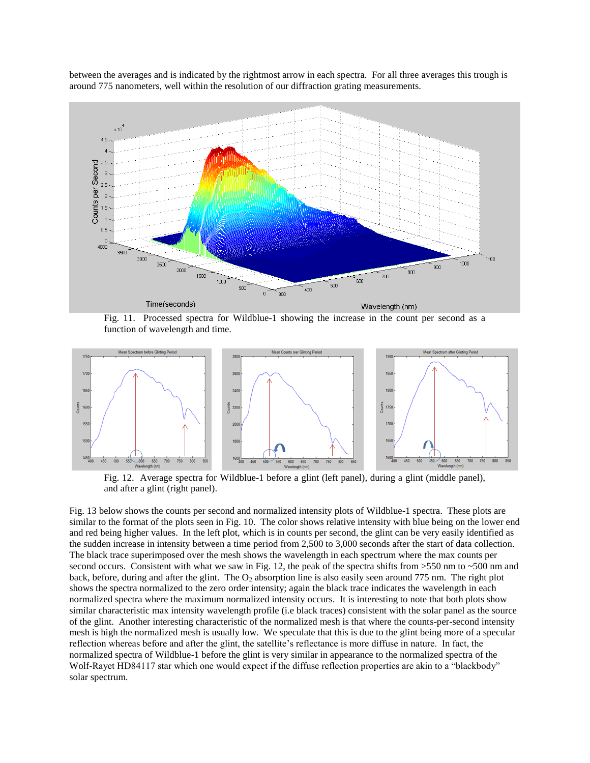between the averages and is indicated by the rightmost arrow in each spectra. For all three averages this trough is around 775 nanometers, well within the resolution of our diffraction grating measurements.

Fig. 11. Processed spectra for Wildblue-1 showing the increase in the count per second as a function of wavelength and time.

Fig. 12. Average spectra for Wildblue-1 before a glint (left panel), during a glint (middle panel), and after a glint (right panel).

Fig. 13 below shows the counts per second and normalized intensity plots of Wildblue-1 spectra. These plots are similar to the format of the plots seen in Fig. 10. The color shows relative intensity with blue being on the lower end and red being higher values. In the left plot, which is in counts per second, the glint can be very easily identified as the sudden increase in intensity between a time period from 2,500 to 3,000 seconds after the start of data collection. The black trace superimposed over the mesh shows the wavelength in each spectrum where the max counts per second occurs. Consistent with what we saw in Fig. 12, the peak of the spectra shifts from >550 nm to ~500 nm and back, before, during and after the glint. The $O_2$ absorption line is also easily seen around 775 nm. The right plot shows the spectra normalized to the zero order intensity; again the black trace indicates the wavelength in each normalized spectra where the maximum normalized intensity occurs. It is interesting to note that both plots show similar characteristic max intensity wavelength profile (i.e black traces) consistent with the solar panel as the source of the glint. Another interesting characteristic of the normalized mesh is that where the counts-per-second intensity mesh is high the normalized mesh is usually low. We speculate that this is due to the glint being more of a specular reflection whereas before and after the glint, the satellite's reflectance is more diffuse in nature. In fact, the normalized spectra of Wildblue-1 before the glint is very similar in appearance to the normalized spectra of the Wolf-Rayet HD84117 star which one would expect if the diffuse reflection properties are akin to a "blackbody" solar spectrum.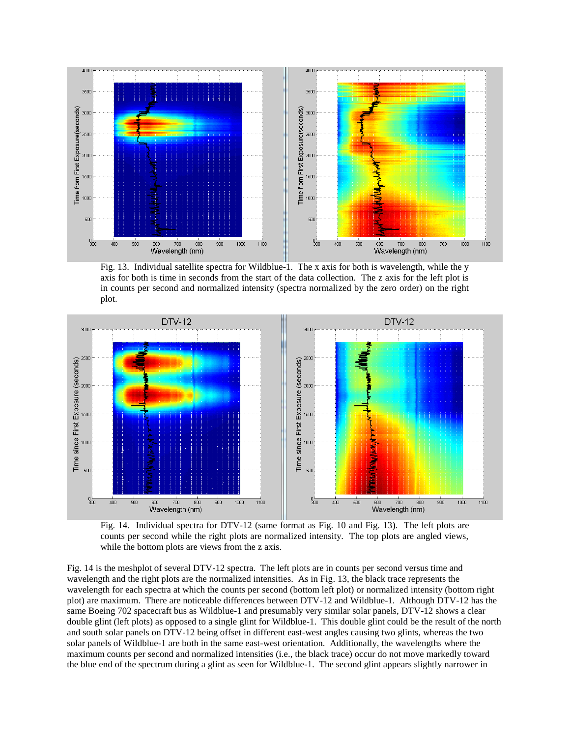Fig. 13. Individual satellite spectra for Wildblue-1. The x axis for both is wavelength, while the y axis for both is time in seconds from the start of the data collection. The z axis for the left plot is in counts per second and normalized intensity (spectra normalized by the zero order) on the right plot.

Fig. 14. Individual spectra for DTV-12 (same format as Fig. 10 and Fig. 13). The left plots are counts per second while the right plots are normalized intensity. The top plots are angled views, while the bottom plots are views from the z axis.

Fig. 14 is the meshplot of several DTV-12 spectra. The left plots are in counts per second versus time and wavelength and the right plots are the normalized intensities. As in Fig. 13, the black trace represents the wavelength for each spectra at which the counts per second (bottom left plot) or normalized intensity (bottom right plot) are maximum. There are noticeable differences between DTV-12 and Wildblue-1. Although DTV-12 has the same Boeing 702 spacecraft bus as Wildblue-1 and presumably very similar solar panels, DTV-12 shows a clear double glint (left plots) as opposed to a single glint for Wildblue-1. This double glint could be the result of the north and south solar panels on DTV-12 being offset in different east-west angles causing two glints, whereas the two solar panels of Wildblue-1 are both in the same east-west orientation. Additionally, the wavelengths where the maximum counts per second and normalized intensities (i.e., the black trace) occur do not move markedly toward the blue end of the spectrum during a glint as seen for Wildblue-1. The second glint appears slightly narrower in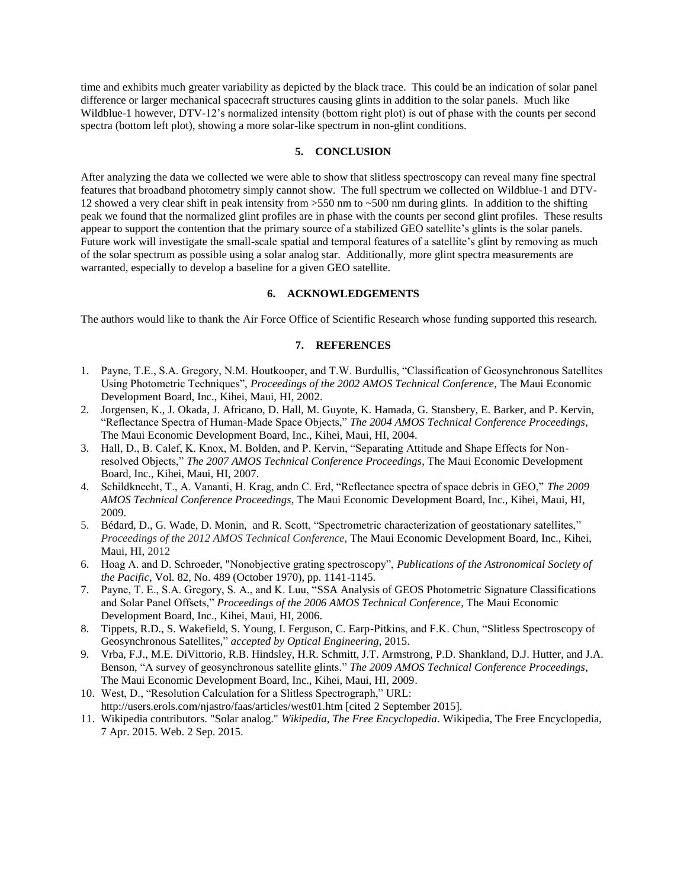time and exhibits much greater variability as depicted by the black trace. This could be an indication of solar panel difference or larger mechanical spacecraft structures causing glints in addition to the solar panels. Much like Wildblue-1 however, DTV-12's normalized intensity (bottom right plot) is out of phase with the counts per second spectra (bottom left plot), showing a more solar-like spectrum in non-glint conditions.

## 5. CONCLUSION

After analyzing the data we collected we were able to show that slitless spectroscopy can reveal many fine spectral features that broadband photometry simply cannot show. The full spectrum we collected on Wildblue-1 and DTV-12 showed a very clear shift in peak intensity from >550 nm to ~500 nm during glints. In addition to the shifting peak we found that the normalized glint profiles are in phase with the counts per second glint profiles. These results appear to support the contention that the primary source of a stabilized GEO satellite's glints is the solar panels. Future work will investigate the small-scale spatial and temporal features of a satellite's glint by removing as much of the solar spectrum as possible using a solar analog star. Additionally, more glint spectra measurements are warranted, especially to develop a baseline for a given GEO satellite.

## 6. ACKNOWLEDGEMENTS

The authors would like to thank the Air Force Office of Scientific Research whose funding supported this research.

## 7. REFERENCES

1. Payne, T.E., S.A. Gregory, N.M. Houtkooper, and T.W. Burdullis, "Classification of Geosynchronous Satellites Using Photometric Techniques", *Proceedings of the 2002 AMOS Technical Conference*, The Maui Economic Development Board, Inc., Kihei, Maui, HI, 2002.
2. Jorgensen, K., J. Okada, J. Africano, D. Hall, M. Guyote, K. Hamada, G. Stansbery, E. Barker, and P. Kervin, "Reflectance Spectra of Human-Made Space Objects," *The 2004 AMOS Technical Conference Proceedings*, The Maui Economic Development Board, Inc., Kihei, Maui, HI, 2004.
3. Hall, D., B. Calef, K. Knox, M. Bolden, and P. Kervin, "Separating Attitude and Shape Effects for Non-resolved Objects," *The 2007 AMOS Technical Conference Proceedings*, The Maui Economic Development Board, Inc., Kihei, Maui, HI, 2007.
4. Schildknecht, T., A. Vananti, H. Krag, andn C. Erd, "Reflectance spectra of space debris in GEO," *The 2009 AMOS Technical Conference Proceedings*, The Maui Economic Development Board, Inc., Kihei, Maui, HI, 2009.
5. Bédard, D., G. Wade, D. Monin, and R. Scott, "Spectrometric characterization of geostationary satellites," *Proceedings of the 2012 AMOS Technical Conference,* The Maui Economic Development Board, Inc., Kihei, Maui, HI, 2012
6. Hoag A. and D. Schroeder, "Nonobjective grating spectroscopy", *Publications of the Astronomical Society of the Pacific*, Vol. 82, No. 489 (October 1970), pp. 1141-1145.
7. Payne, T. E., S.A. Gregory, S. A., and K. Luu, "SSA Analysis of GEOS Photometric Signature Classifications and Solar Panel Offsets," *Proceedings of the 2006 AMOS Technical Conference*, The Maui Economic Development Board, Inc., Kihei, Maui, HI, 2006.
8. Tippets, R.D., S. Wakefield, S. Young, I. Ferguson, C. Earp-Pitkins, and F.K. Chun, "Slitless Spectroscopy of Geosynchronous Satellites," *accepted by Optical Engineering*, 2015.
9. Vrba, F.J., M.E. DiVittorio, R.B. Hindsley, H.R. Schmitt, J.T. Armstrong, P.D. Shankland, D.J. Hutter, and J.A. Benson, "A survey of geosynchronous satellite glints." *The 2009 AMOS Technical Conference Proceedings*, The Maui Economic Development Board, Inc., Kihei, Maui, HI, 2009.
10. West, D., "Resolution Calculation for a Slitless Spectrograph," URL: http://users.erols.com/njastro/faas/articles/west01.htm [cited 2 September 2015].
11. Wikipedia contributors. "Solar analog." *Wikipedia, The Free Encyclopedia*. Wikipedia, The Free Encyclopedia, 7 Apr. 2015. Web. 2 Sep. 2015.